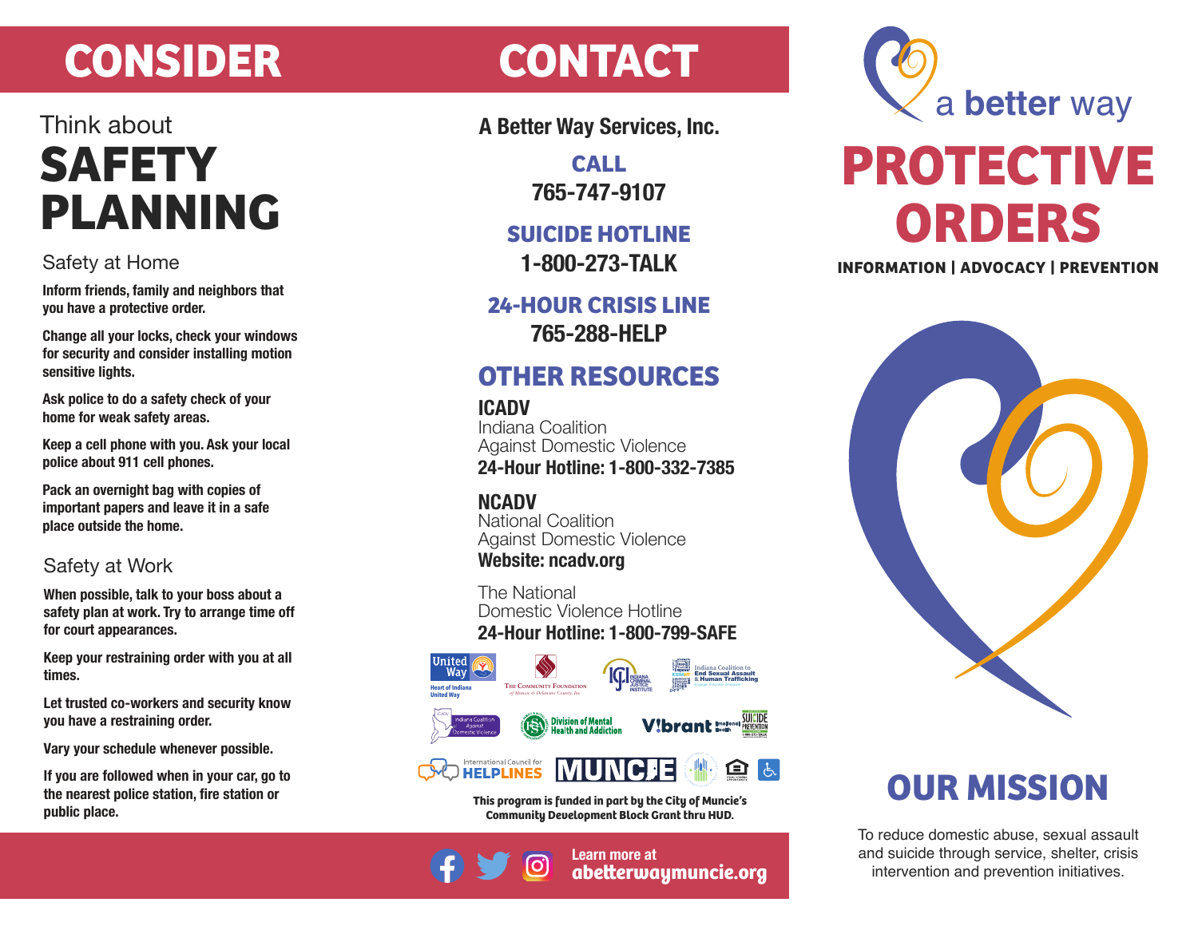# CONSIDER

Think about

## SAFETY PLANNING

### Safety at Home

**Inform friends, family and neighbors that you have a protective order.**

**Change all your locks, check your windows for security and consider installing motion sensitive lights.**

**Ask police to do a safety check of your home for weak safety areas.**

**Keep a cell phone with you. Ask your local police about 911 cell phones.**

**Pack an overnight bag with copies of important papers and leave it in a safe place outside the home.**

### Safety at Work

**When possible, talk to your boss about a safety plan at work. Try to arrange time off for court appearances.**

**Keep your restraining order with you at all times.**

**Let trusted co-workers and security know you have a restraining order.**

**Vary your schedule whenever possible.**

**If you are followed when in your car, go to the nearest police station, fire station or public place.**

# CONTACT

**A Better Way Services, Inc.**

**CALL**
**765-747-9107**

**SUICIDE HOTLINE**
**1-800-273-TALK**

**24-HOUR CRISIS LINE**
**765-288-HELP**

## OTHER RESOURCES

**ICADV**
Indiana Coalition Against Domestic Violence
**24-Hour Hotline: 1-800-332-7385**

**NCADV**
National Coalition Against Domestic Violence
**Website: ncadv.org**

The National Domestic Violence Hotline
**24-Hour Hotline: 1-800-799-SAFE**

**This program is funded in part by the City of Muncie's Community Development Block Grant thru HUD.**

Learn more at
**abetterwaymuncie.org**

a better way

# PROTECTIVE ORDERS

**INFORMATION | ADVOCACY | PREVENTION**

## OUR MISSION

To reduce domestic abuse, sexual assault and suicide through service, shelter, crisis intervention and prevention initiatives.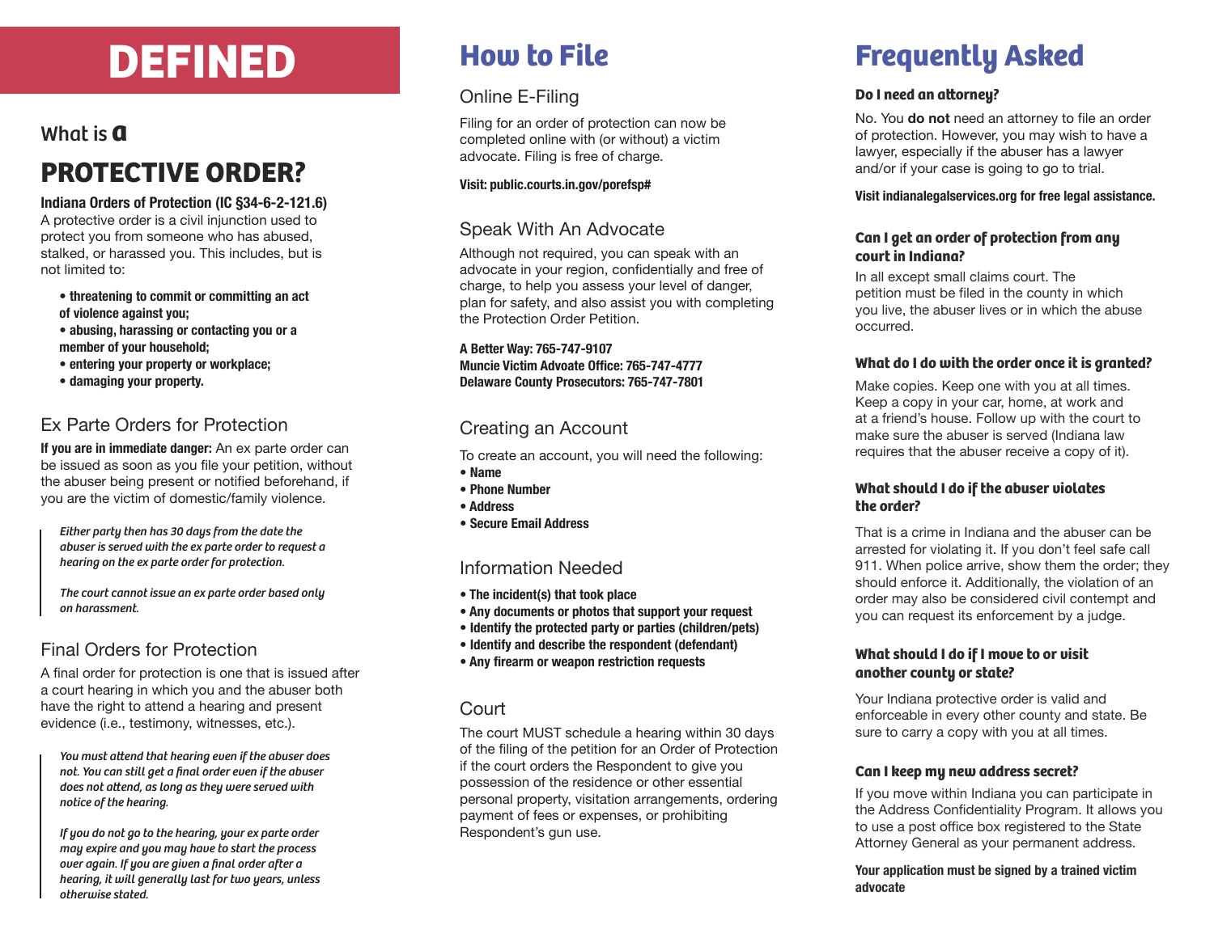# DEFINED

## What is a

## PROTECTIVE ORDER?

**Indiana Orders of Protection (IC §34-6-2-121.6)**
A protective order is a civil injunction used to protect you from someone who has abused, stalked, or harassed you. This includes, but is not limited to:

- **threatening to commit or committing an act of violence against you;**
- **abusing, harassing or contacting you or a member of your household;**
- **entering your property or workplace;**
- **damaging your property.**

### Ex Parte Orders for Protection

**If you are in immediate danger:** An ex parte order can be issued as soon as you file your petition, without the abuser being present or notified beforehand, if you are the victim of domestic/family violence.

> *Either party then has 30 days from the date the abuser is served with the ex parte order to request a hearing on the ex parte order for protection.*
>
> *The court cannot issue an ex parte order based only on harassment.*

### Final Orders for Protection

A final order for protection is one that is issued after a court hearing in which you and the abuser both have the right to attend a hearing and present evidence (i.e., testimony, witnesses, etc.).

> *You must attend that hearing even if the abuser does not. You can still get a final order even if the abuser does not attend, as long as they were served with notice of the hearing.*
>
> *If you do not go to the hearing, your ex parte order may expire and you may have to start the process over again. If you are given a final order after a hearing, it will generally last for two years, unless otherwise stated.*

# How to File

### Online E-Filing

Filing for an order of protection can now be completed online with (or without) a victim advocate. Filing is free of charge.

**Visit: public.courts.in.gov/porefsp#**

### Speak With An Advocate

Although not required, you can speak with an advocate in your region, confidentially and free of charge, to help you assess your level of danger, plan for safety, and also assist you with completing the Protection Order Petition.

**A Better Way: 765-747-9107**
**Muncie Victim Advoate Office: 765-747-4777**
**Delaware County Prosecutors: 765-747-7801**

### Creating an Account

To create an account, you will need the following:

- **Name**
- **Phone Number**
- **Address**
- **Secure Email Address**

### Information Needed

- **The incident(s) that took place**
- **Any documents or photos that support your request**
- **Identify the protected party or parties (children/pets)**
- **Identify and describe the respondent (defendant)**
- **Any firearm or weapon restriction requests**

### Court

The court MUST schedule a hearing within 30 days of the filing of the petition for an Order of Protection if the court orders the Respondent to give you possession of the residence or other essential personal property, visitation arrangements, ordering payment of fees or expenses, or prohibiting Respondent's gun use.

# Frequently Asked

### Do I need an attorney?

No. You **do not** need an attorney to file an order of protection. However, you may wish to have a lawyer, especially if the abuser has a lawyer and/or if your case is going to go to trial.

**Visit indianalegalservices.org for free legal assistance.**

### Can I get an order of protection from any court in Indiana?

In all except small claims court. The petition must be filed in the county in which you live, the abuser lives or in which the abuse occurred.

### What do I do with the order once it is granted?

Make copies. Keep one with you at all times. Keep a copy in your car, home, at work and at a friend's house. Follow up with the court to make sure the abuser is served (Indiana law requires that the abuser receive a copy of it).

### What should I do if the abuser violates the order?

That is a crime in Indiana and the abuser can be arrested for violating it. If you don't feel safe call 911. When police arrive, show them the order; they should enforce it. Additionally, the violation of an order may also be considered civil contempt and you can request its enforcement by a judge.

### What should I do if I move to or visit another county or state?

Your Indiana protective order is valid and enforceable in every other county and state. Be sure to carry a copy with you at all times.

### Can I keep my new address secret?

If you move within Indiana you can participate in the Address Confidentiality Program. It allows you to use a post office box registered to the State Attorney General as your permanent address.

**Your application must be signed by a trained victim advocate**